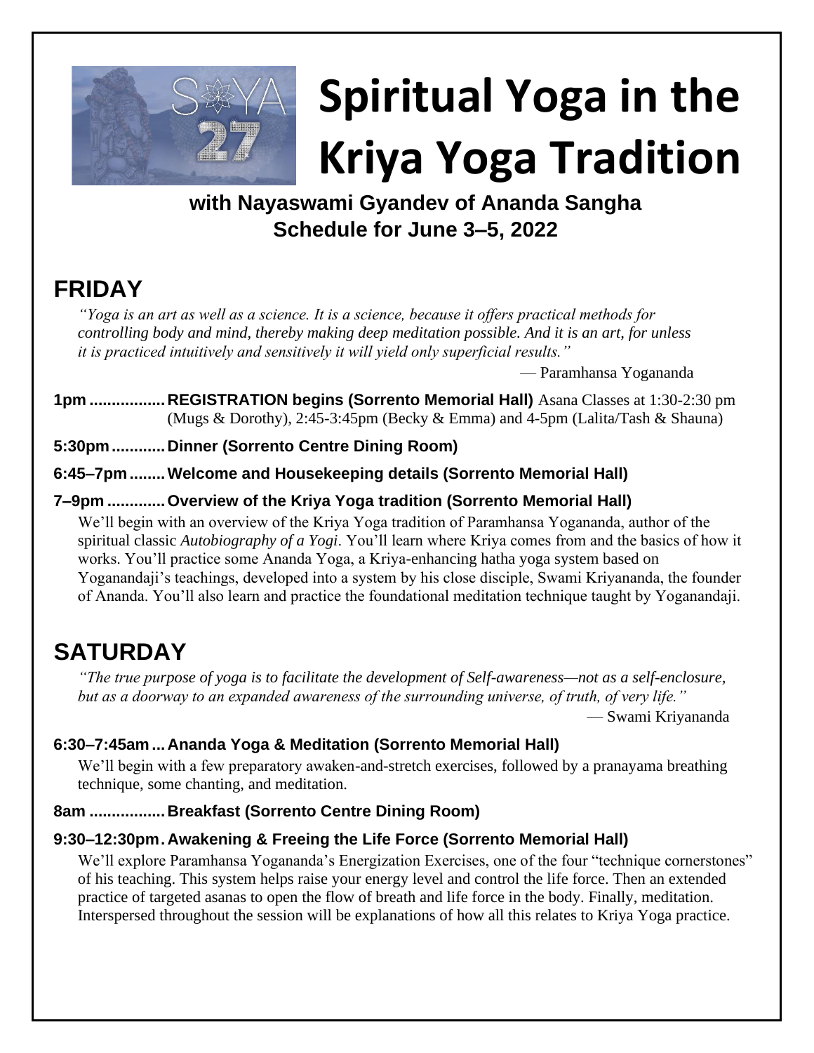# Spiritual Yoga in the Kriya Yoga Tradition

**with Nayaswami Gyandev of Ananda Sangha**
**Schedule for June 3–5, 2022**

## FRIDAY

*"Yoga is an art as well as a science. It is a science, because it offers practical methods for controlling body and mind, thereby making deep meditation possible. And it is an art, for unless it is practiced intuitively and sensitively it will yield only superficial results."*

— Paramhansa Yogananda

**1pm ................. REGISTRATION begins (Sorrento Memorial Hall)** Asana Classes at 1:30-2:30 pm (Mugs & Dorothy), 2:45-3:45pm (Becky & Emma) and 4-5pm (Lalita/Tash & Shauna)

**5:30pm ............ Dinner (Sorrento Centre Dining Room)**

**6:45–7pm ........ Welcome and Housekeeping details (Sorrento Memorial Hall)**

**7–9pm ............. Overview of the Kriya Yoga tradition (Sorrento Memorial Hall)**

We'll begin with an overview of the Kriya Yoga tradition of Paramhansa Yogananda, author of the spiritual classic *Autobiography of a Yogi*. You'll learn where Kriya comes from and the basics of how it works. You'll practice some Ananda Yoga, a Kriya-enhancing hatha yoga system based on Yoganandaji's teachings, developed into a system by his close disciple, Swami Kriyananda, the founder of Ananda. You'll also learn and practice the foundational meditation technique taught by Yoganandaji.

## SATURDAY

*"The true purpose of yoga is to facilitate the development of Self-awareness—not as a self-enclosure, but as a doorway to an expanded awareness of the surrounding universe, of truth, of very life."*

— Swami Kriyananda

**6:30–7:45am ... Ananda Yoga & Meditation (Sorrento Memorial Hall)**

We'll begin with a few preparatory awaken-and-stretch exercises, followed by a pranayama breathing technique, some chanting, and meditation.

**8am ................. Breakfast (Sorrento Centre Dining Room)**

**9:30–12:30pm. Awakening & Freeing the Life Force (Sorrento Memorial Hall)**

We'll explore Paramhansa Yogananda's Energization Exercises, one of the four "technique cornerstones" of his teaching. This system helps raise your energy level and control the life force. Then an extended practice of targeted asanas to open the flow of breath and life force in the body. Finally, meditation. Interspersed throughout the session will be explanations of how all this relates to Kriya Yoga practice.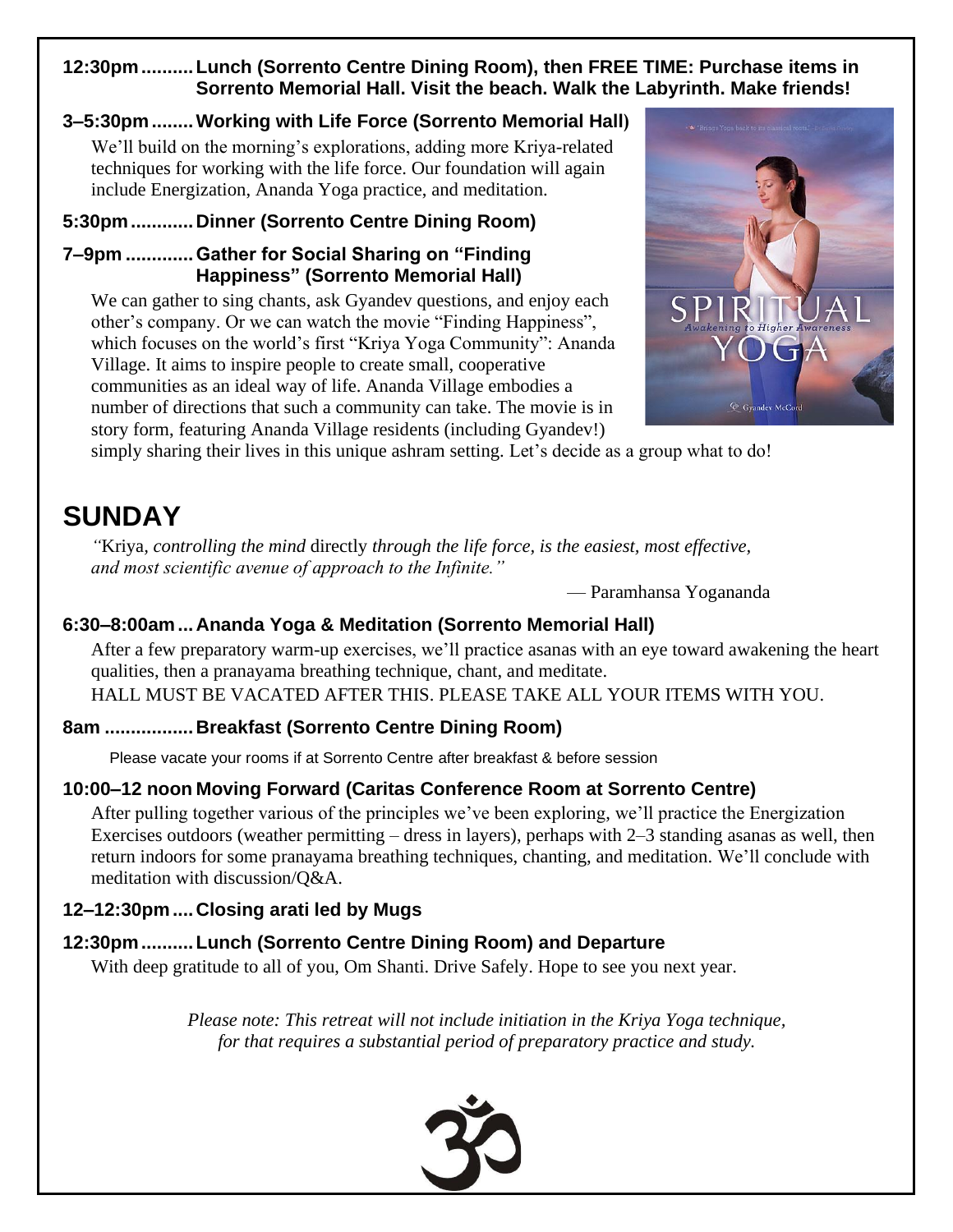**12:30pm.......... Lunch (Sorrento Centre Dining Room), then FREE TIME: Purchase items in Sorrento Memorial Hall. Visit the beach. Walk the Labyrinth. Make friends!**

**3–5:30pm........ Working with Life Force (Sorrento Memorial Hall)**

We'll build on the morning's explorations, adding more Kriya-related techniques for working with the life force. Our foundation will again include Energization, Ananda Yoga practice, and meditation.

**5:30pm............ Dinner (Sorrento Centre Dining Room)**

**7–9pm ............. Gather for Social Sharing on "Finding Happiness" (Sorrento Memorial Hall)**

We can gather to sing chants, ask Gyandev questions, and enjoy each other's company. Or we can watch the movie "Finding Happiness", which focuses on the world's first "Kriya Yoga Community": Ananda Village. It aims to inspire people to create small, cooperative communities as an ideal way of life. Ananda Village embodies a number of directions that such a community can take. The movie is in story form, featuring Ananda Village residents (including Gyandev!) simply sharing their lives in this unique ashram setting. Let's decide as a group what to do!

# SUNDAY

*"*Kriya*, controlling the mind* directly *through the life force, is the easiest, most effective, and most scientific avenue of approach to the Infinite."*

— Paramhansa Yogananda

**6:30–8:00am ... Ananda Yoga & Meditation (Sorrento Memorial Hall)**

After a few preparatory warm-up exercises, we'll practice asanas with an eye toward awakening the heart qualities, then a pranayama breathing technique, chant, and meditate.
HALL MUST BE VACATED AFTER THIS. PLEASE TAKE ALL YOUR ITEMS WITH YOU.

**8am ................. Breakfast (Sorrento Centre Dining Room)**

Please vacate your rooms if at Sorrento Centre after breakfast & before session

**10:00–12 noon Moving Forward (Caritas Conference Room at Sorrento Centre)**

After pulling together various of the principles we've been exploring, we'll practice the Energization Exercises outdoors (weather permitting – dress in layers), perhaps with 2–3 standing asanas as well, then return indoors for some pranayama breathing techniques, chanting, and meditation. We'll conclude with meditation with discussion/Q&A.

**12–12:30pm .... Closing arati led by Mugs**

**12:30pm.......... Lunch (Sorrento Centre Dining Room) and Departure**

With deep gratitude to all of you, Om Shanti. Drive Safely. Hope to see you next year.

*Please note: This retreat will not include initiation in the Kriya Yoga technique, for that requires a substantial period of preparatory practice and study.*